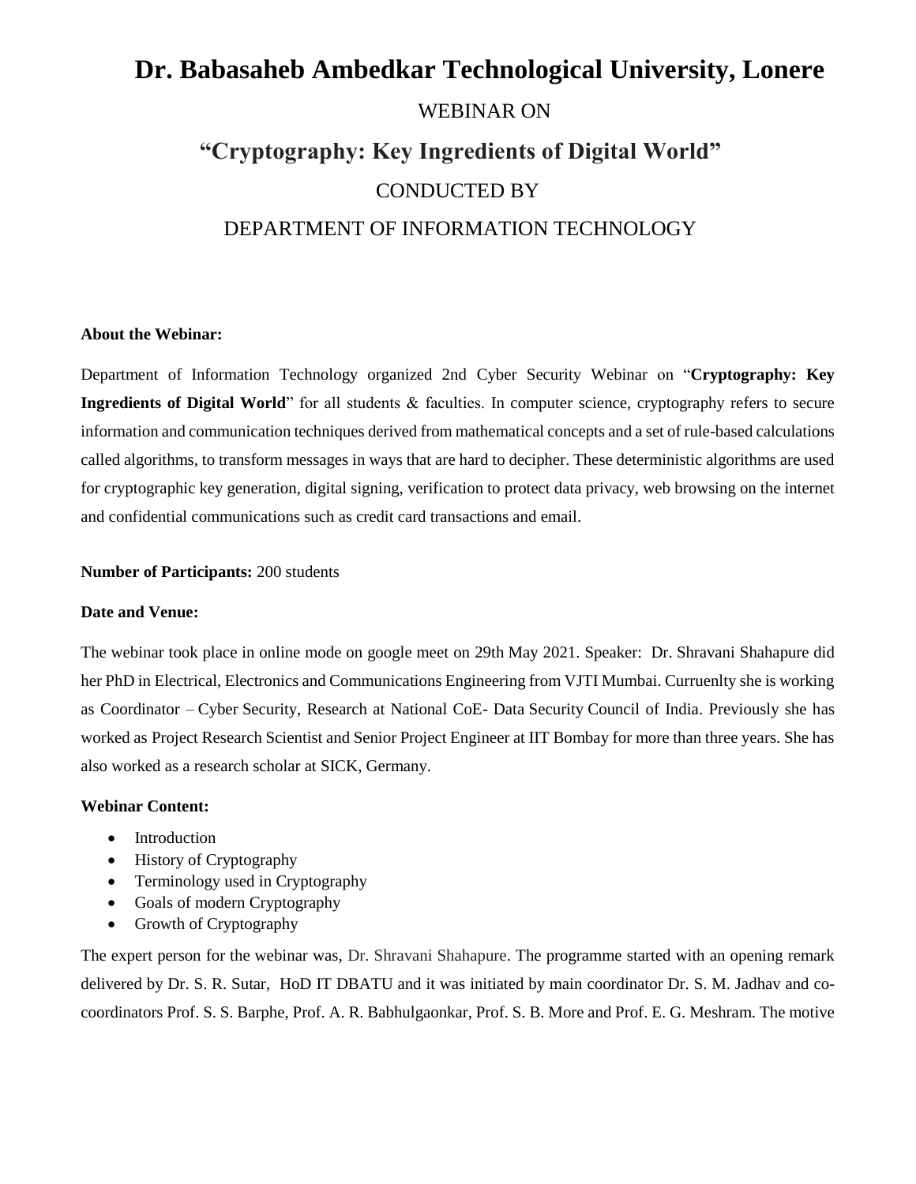# Dr. Babasaheb Ambedkar Technological University, Lonere

WEBINAR ON

## "Cryptography: Key Ingredients of Digital World"

CONDUCTED BY

DEPARTMENT OF INFORMATION TECHNOLOGY

**About the Webinar:**

Department of Information Technology organized 2nd Cyber Security Webinar on "**Cryptography: Key Ingredients of Digital World**" for all students & faculties. In computer science, cryptography refers to secure information and communication techniques derived from mathematical concepts and a set of rule-based calculations called algorithms, to transform messages in ways that are hard to decipher. These deterministic algorithms are used for cryptographic key generation, digital signing, verification to protect data privacy, web browsing on the internet and confidential communications such as credit card transactions and email.

**Number of Participants:** 200 students

**Date and Venue:**

The webinar took place in online mode on google meet on 29th May 2021. Speaker: Dr. Shravani Shahapure did her PhD in Electrical, Electronics and Communications Engineering from VJTI Mumbai. Curruenlty she is working as Coordinator – Cyber Security, Research at National CoE- Data Security Council of India. Previously she has worked as Project Research Scientist and Senior Project Engineer at IIT Bombay for more than three years. She has also worked as a research scholar at SICK, Germany.

**Webinar Content:**

- Introduction
- History of Cryptography
- Terminology used in Cryptography
- Goals of modern Cryptography
- Growth of Cryptography

The expert person for the webinar was, Dr. Shravani Shahapure. The programme started with an opening remark delivered by Dr. S. R. Sutar, HoD IT DBATU and it was initiated by main coordinator Dr. S. M. Jadhav and co-coordinators Prof. S. S. Barphe, Prof. A. R. Babhulgaonkar, Prof. S. B. More and Prof. E. G. Meshram. The motive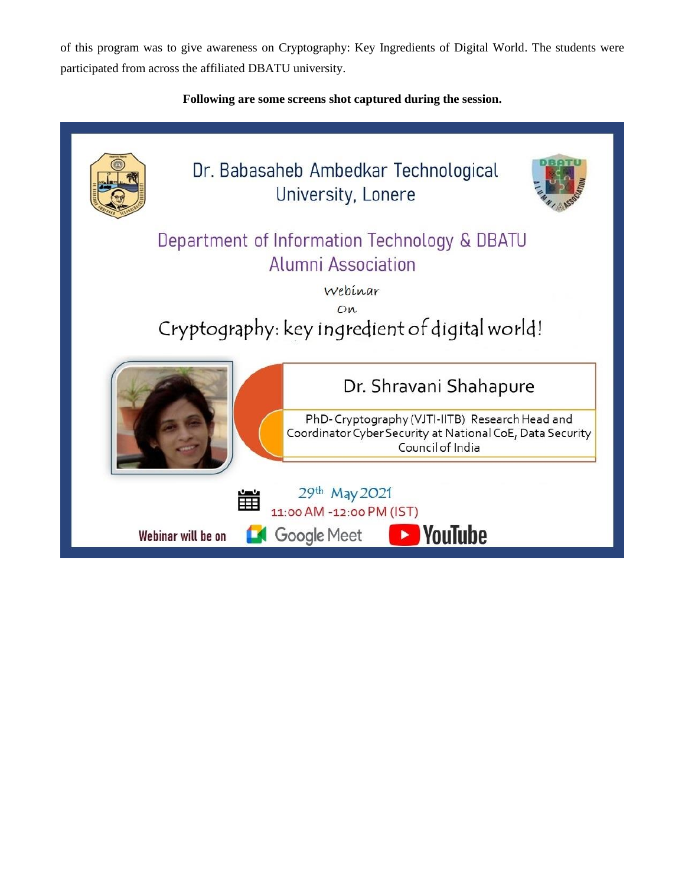of this program was to give awareness on Cryptography: Key Ingredients of Digital World. The students were participated from across the affiliated DBATU university.

**Following are some screens shot captured during the session.**

Dr. Babasaheb Ambedkar Technological University, Lonere

Department of Information Technology & DBATU Alumni Association

Webinar

On

Cryptography: key ingredient of digital world!

Dr. Shravani Shahapure

PhD- Cryptography (VJTI-IITB) Research Head and Coordinator Cyber Security at National CoE, Data Security Council of India

29th May 2021

11:00 AM -12:00 PM (IST)

Webinar will be on Google Meet YouTube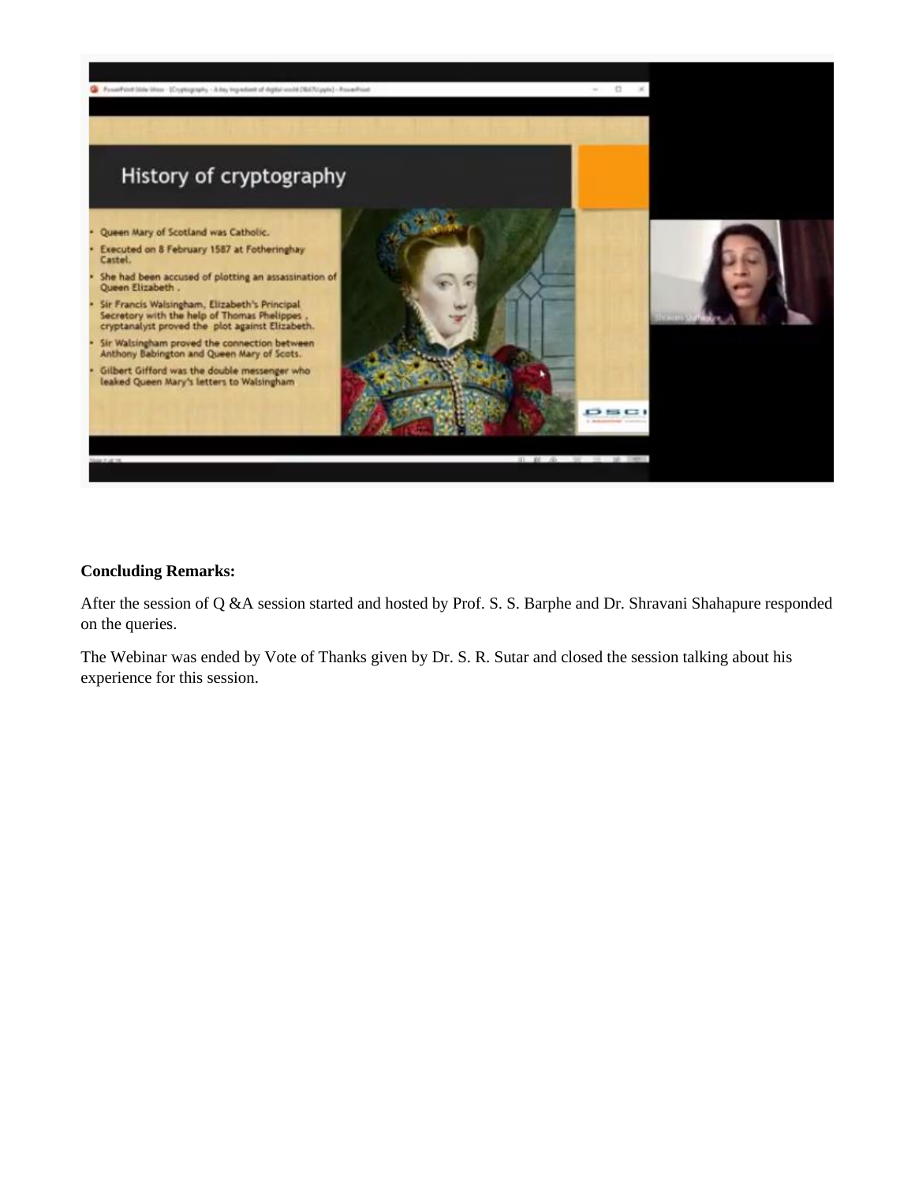**Concluding Remarks:**

After the session of Q &A session started and hosted by Prof. S. S. Barphe and Dr. Shravani Shahapure responded on the queries.

The Webinar was ended by Vote of Thanks given by Dr. S. R. Sutar and closed the session talking about his experience for this session.